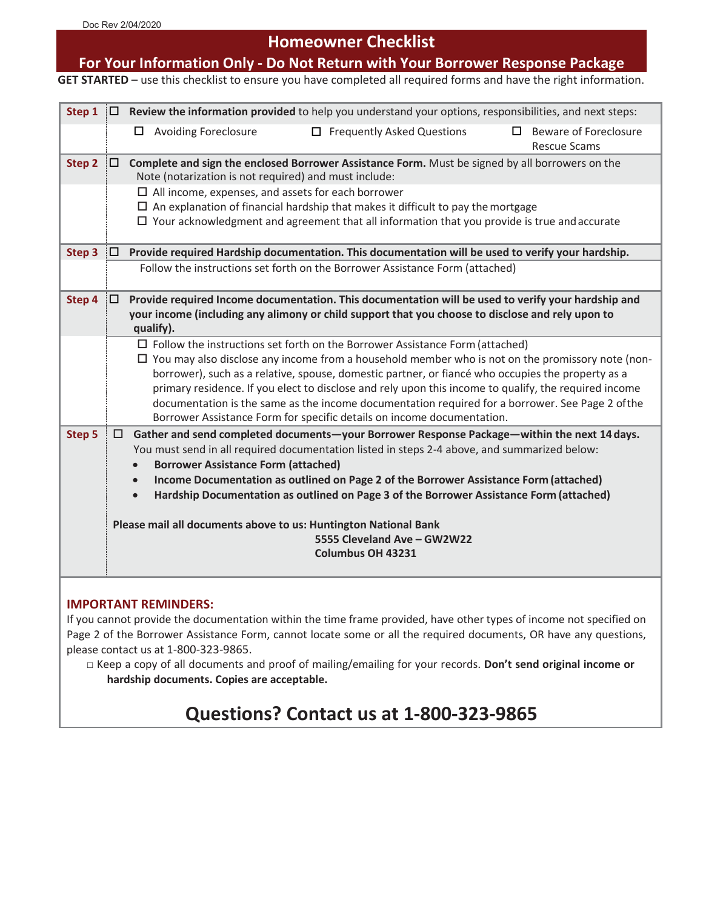Doc Rev 2/04/2020

# Homeowner Checklist

## For Your Information Only - Do Not Return with Your Borrower Response Package

**GET STARTED** – use this checklist to ensure you have completed all required forms and have the right information.

**Step 1** ☐ **Review the information provided** to help you understand your options, responsibilities, and next steps:

- ☐ Avoiding Foreclosure
- ☐ Frequently Asked Questions
- ☐ Beware of Foreclosure Rescue Scams

**Step 2** ☐ **Complete and sign the enclosed Borrower Assistance Form.** Must be signed by all borrowers on the Note (notarization is not required) and must include:

- ☐ All income, expenses, and assets for each borrower
- ☐ An explanation of financial hardship that makes it difficult to pay the mortgage
- ☐ Your acknowledgment and agreement that all information that you provide is true and accurate

**Step 3** ☐ **Provide required Hardship documentation. This documentation will be used to verify your hardship.**

Follow the instructions set forth on the Borrower Assistance Form (attached)

**Step 4** ☐ **Provide required Income documentation. This documentation will be used to verify your hardship and your income (including any alimony or child support that you choose to disclose and rely upon to qualify).**

- ☐ Follow the instructions set forth on the Borrower Assistance Form (attached)
- ☐ You may also disclose any income from a household member who is not on the promissory note (non-borrower), such as a relative, spouse, domestic partner, or fiancé who occupies the property as a primary residence. If you elect to disclose and rely upon this income to qualify, the required income documentation is the same as the income documentation required for a borrower. See Page 2 of the Borrower Assistance Form for specific details on income documentation.

**Step 5** ☐ **Gather and send completed documents—your Borrower Response Package—within the next 14 days.**

You must send in all required documentation listed in steps 2-4 above, and summarized below:

- **Borrower Assistance Form (attached)**
- **Income Documentation as outlined on Page 2 of the Borrower Assistance Form (attached)**
- **Hardship Documentation as outlined on Page 3 of the Borrower Assistance Form (attached)**

**Please mail all documents above to us: Huntington National Bank**
**5555 Cleveland Ave – GW2W22**
**Columbus OH 43231**

### IMPORTANT REMINDERS:

If you cannot provide the documentation within the time frame provided, have other types of income not specified on Page 2 of the Borrower Assistance Form, cannot locate some or all the required documents, OR have any questions, please contact us at 1-800-323-9865.

☐ Keep a copy of all documents and proof of mailing/emailing for your records. **Don't send original income or hardship documents. Copies are acceptable.**

## Questions? Contact us at 1-800-323-9865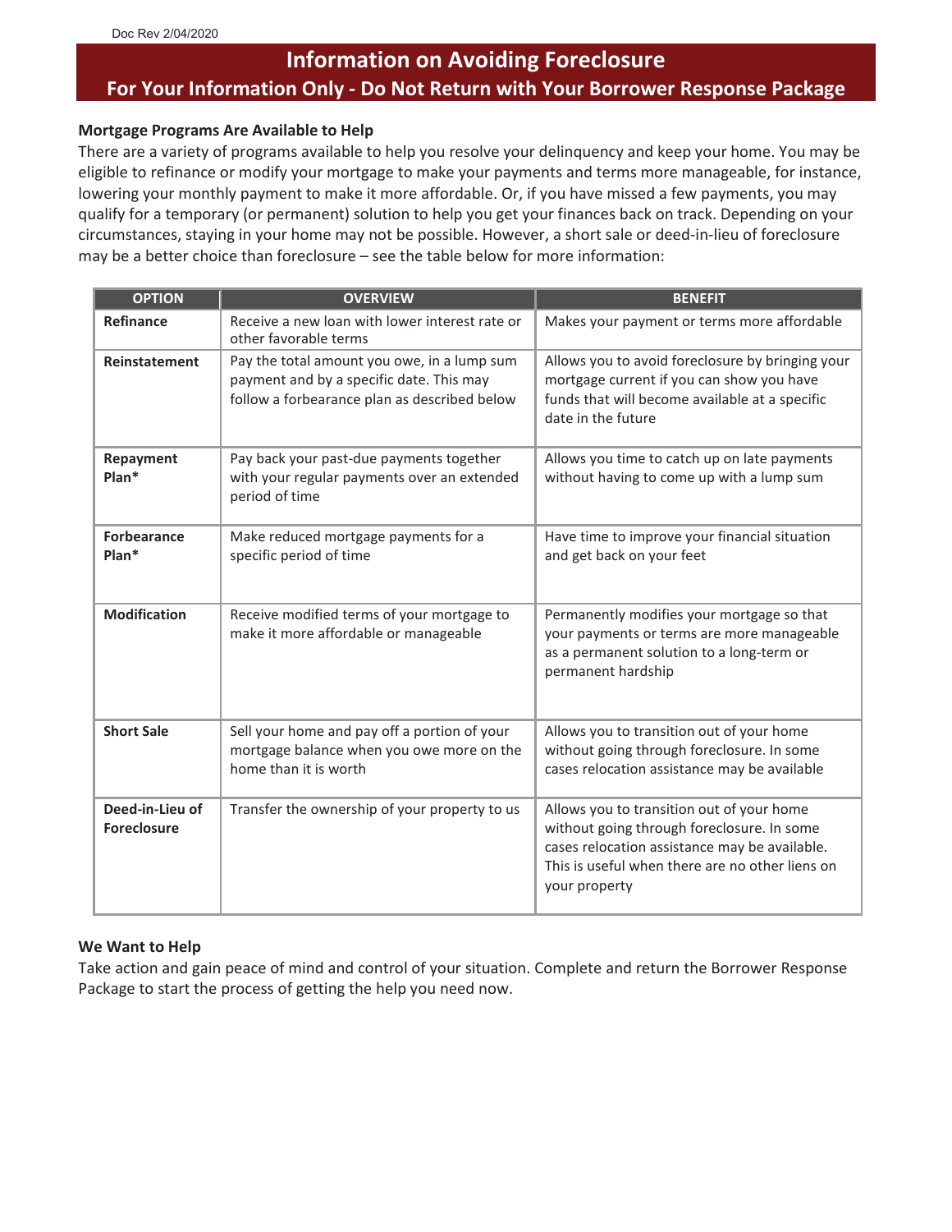# Information on Avoiding Foreclosure

## For Your Information Only - Do Not Return with Your Borrower Response Package

**Mortgage Programs Are Available to Help**

There are a variety of programs available to help you resolve your delinquency and keep your home. You may be eligible to refinance or modify your mortgage to make your payments and terms more manageable, for instance, lowering your monthly payment to make it more affordable. Or, if you have missed a few payments, you may qualify for a temporary (or permanent) solution to help you get your finances back on track. Depending on your circumstances, staying in your home may not be possible. However, a short sale or deed-in-lieu of foreclosure may be a better choice than foreclosure – see the table below for more information:

| OPTION | OVERVIEW | BENEFIT |
|---|---|---|
| **Refinance** | Receive a new loan with lower interest rate or other favorable terms | Makes your payment or terms more affordable |
| **Reinstatement** | Pay the total amount you owe, in a lump sum payment and by a specific date. This may follow a forbearance plan as described below | Allows you to avoid foreclosure by bringing your mortgage current if you can show you have funds that will become available at a specific date in the future |
| **Repayment Plan*** | Pay back your past-due payments together with your regular payments over an extended period of time | Allows you time to catch up on late payments without having to come up with a lump sum |
| **Forbearance Plan*** | Make reduced mortgage payments for a specific period of time | Have time to improve your financial situation and get back on your feet |
| **Modification** | Receive modified terms of your mortgage to make it more affordable or manageable | Permanently modifies your mortgage so that your payments or terms are more manageable as a permanent solution to a long-term or permanent hardship |
| **Short Sale** | Sell your home and pay off a portion of your mortgage balance when you owe more on the home than it is worth | Allows you to transition out of your home without going through foreclosure. In some cases relocation assistance may be available |
| **Deed-in-Lieu of Foreclosure** | Transfer the ownership of your property to us | Allows you to transition out of your home without going through foreclosure. In some cases relocation assistance may be available. This is useful when there are no other liens on your property |

**We Want to Help**

Take action and gain peace of mind and control of your situation. Complete and return the Borrower Response Package to start the process of getting the help you need now.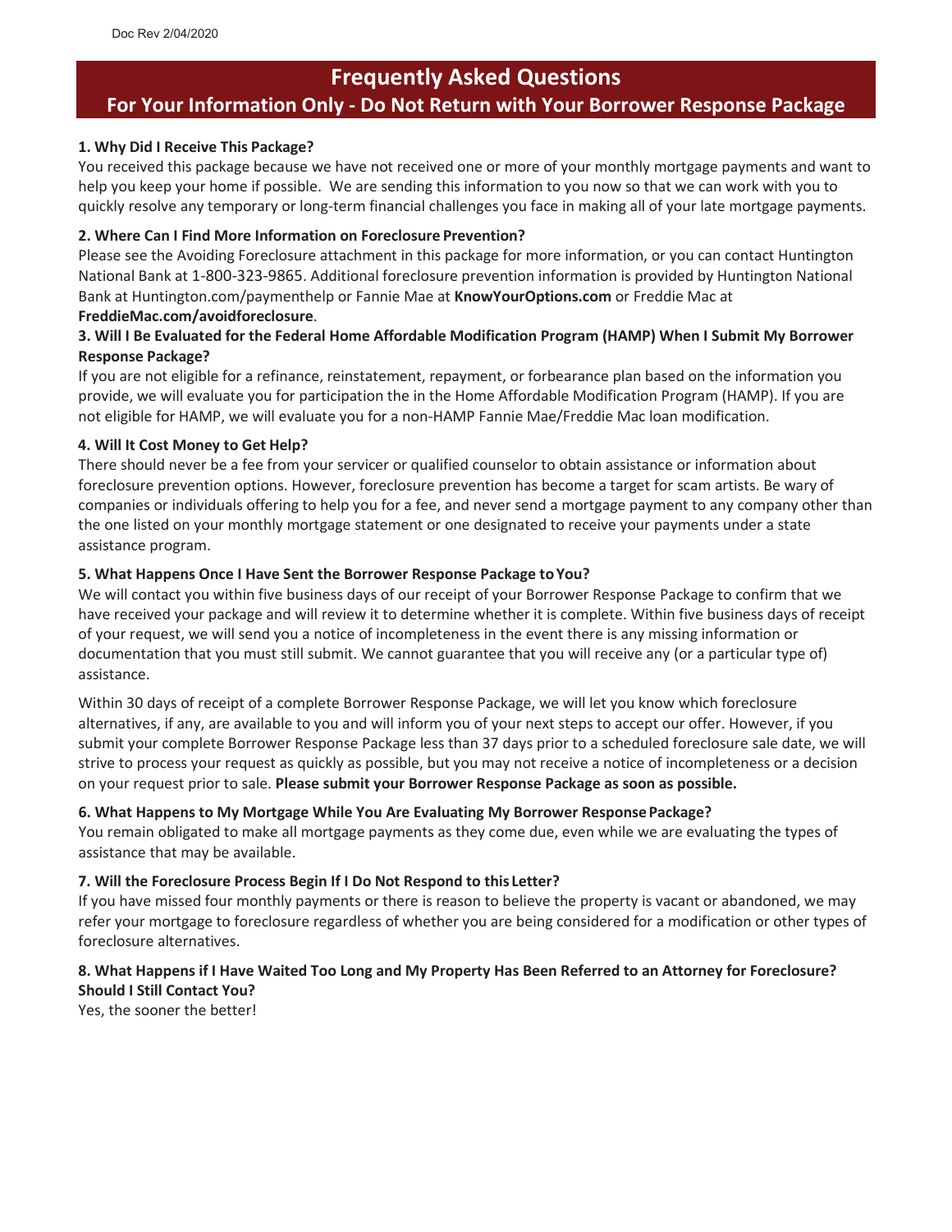# Frequently Asked Questions

## For Your Information Only - Do Not Return with Your Borrower Response Package

**1. Why Did I Receive This Package?**

You received this package because we have not received one or more of your monthly mortgage payments and want to help you keep your home if possible. We are sending this information to you now so that we can work with you to quickly resolve any temporary or long-term financial challenges you face in making all of your late mortgage payments.

**2. Where Can I Find More Information on Foreclosure Prevention?**

Please see the Avoiding Foreclosure attachment in this package for more information, or you can contact Huntington National Bank at 1-800-323-9865. Additional foreclosure prevention information is provided by Huntington National Bank at Huntington.com/paymenthelp or Fannie Mae at **KnowYourOptions.com** or Freddie Mac at **FreddieMac.com/avoidforeclosure**.

**3. Will I Be Evaluated for the Federal Home Affordable Modification Program (HAMP) When I Submit My Borrower Response Package?**

If you are not eligible for a refinance, reinstatement, repayment, or forbearance plan based on the information you provide, we will evaluate you for participation the in the Home Affordable Modification Program (HAMP). If you are not eligible for HAMP, we will evaluate you for a non-HAMP Fannie Mae/Freddie Mac loan modification.

**4. Will It Cost Money to Get Help?**

There should never be a fee from your servicer or qualified counselor to obtain assistance or information about foreclosure prevention options. However, foreclosure prevention has become a target for scam artists. Be wary of companies or individuals offering to help you for a fee, and never send a mortgage payment to any company other than the one listed on your monthly mortgage statement or one designated to receive your payments under a state assistance program.

**5. What Happens Once I Have Sent the Borrower Response Package to You?**

We will contact you within five business days of our receipt of your Borrower Response Package to confirm that we have received your package and will review it to determine whether it is complete. Within five business days of receipt of your request, we will send you a notice of incompleteness in the event there is any missing information or documentation that you must still submit. We cannot guarantee that you will receive any (or a particular type of) assistance.

Within 30 days of receipt of a complete Borrower Response Package, we will let you know which foreclosure alternatives, if any, are available to you and will inform you of your next steps to accept our offer. However, if you submit your complete Borrower Response Package less than 37 days prior to a scheduled foreclosure sale date, we will strive to process your request as quickly as possible, but you may not receive a notice of incompleteness or a decision on your request prior to sale. **Please submit your Borrower Response Package as soon as possible.**

**6. What Happens to My Mortgage While You Are Evaluating My Borrower Response Package?**

You remain obligated to make all mortgage payments as they come due, even while we are evaluating the types of assistance that may be available.

**7. Will the Foreclosure Process Begin If I Do Not Respond to this Letter?**

If you have missed four monthly payments or there is reason to believe the property is vacant or abandoned, we may refer your mortgage to foreclosure regardless of whether you are being considered for a modification or other types of foreclosure alternatives.

**8. What Happens if I Have Waited Too Long and My Property Has Been Referred to an Attorney for Foreclosure? Should I Still Contact You?**

Yes, the sooner the better!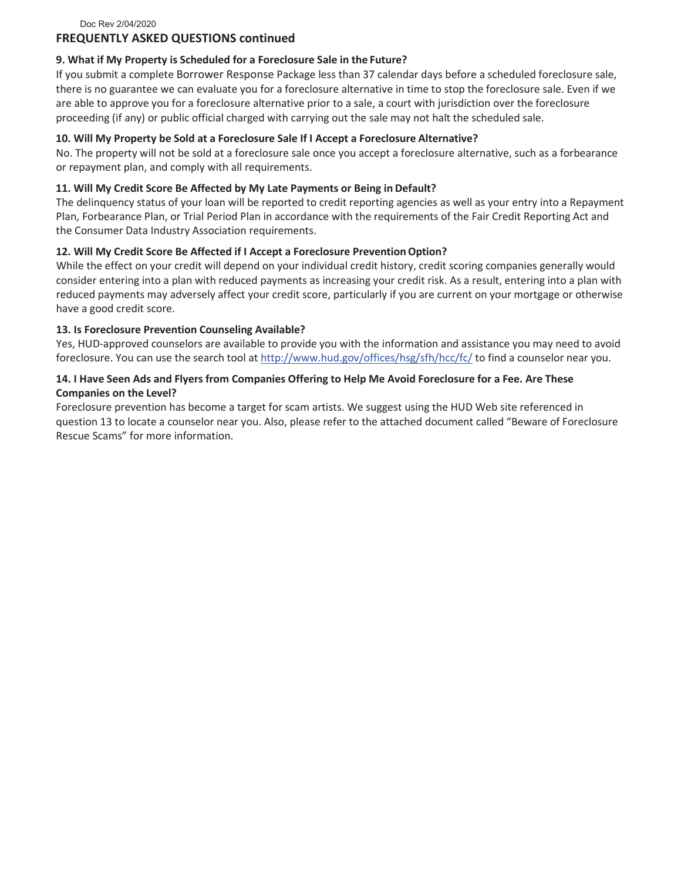## FREQUENTLY ASKED QUESTIONS continued

### 9. What if My Property is Scheduled for a Foreclosure Sale in the Future?

If you submit a complete Borrower Response Package less than 37 calendar days before a scheduled foreclosure sale, there is no guarantee we can evaluate you for a foreclosure alternative in time to stop the foreclosure sale. Even if we are able to approve you for a foreclosure alternative prior to a sale, a court with jurisdiction over the foreclosure proceeding (if any) or public official charged with carrying out the sale may not halt the scheduled sale.

### 10. Will My Property be Sold at a Foreclosure Sale If I Accept a Foreclosure Alternative?

No. The property will not be sold at a foreclosure sale once you accept a foreclosure alternative, such as a forbearance or repayment plan, and comply with all requirements.

### 11. Will My Credit Score Be Affected by My Late Payments or Being in Default?

The delinquency status of your loan will be reported to credit reporting agencies as well as your entry into a Repayment Plan, Forbearance Plan, or Trial Period Plan in accordance with the requirements of the Fair Credit Reporting Act and the Consumer Data Industry Association requirements.

### 12. Will My Credit Score Be Affected if I Accept a Foreclosure Prevention Option?

While the effect on your credit will depend on your individual credit history, credit scoring companies generally would consider entering into a plan with reduced payments as increasing your credit risk. As a result, entering into a plan with reduced payments may adversely affect your credit score, particularly if you are current on your mortgage or otherwise have a good credit score.

### 13. Is Foreclosure Prevention Counseling Available?

Yes, HUD-approved counselors are available to provide you with the information and assistance you may need to avoid foreclosure. You can use the search tool at [http://www.hud.gov/offices/hsg/sfh/hcc/fc/](http://www.hud.gov/offices/hsg/sfh/hcc/fc/) to find a counselor near you.

### 14. I Have Seen Ads and Flyers from Companies Offering to Help Me Avoid Foreclosure for a Fee. Are These Companies on the Level?

Foreclosure prevention has become a target for scam artists. We suggest using the HUD Web site referenced in question 13 to locate a counselor near you. Also, please refer to the attached document called "Beware of Foreclosure Rescue Scams" for more information.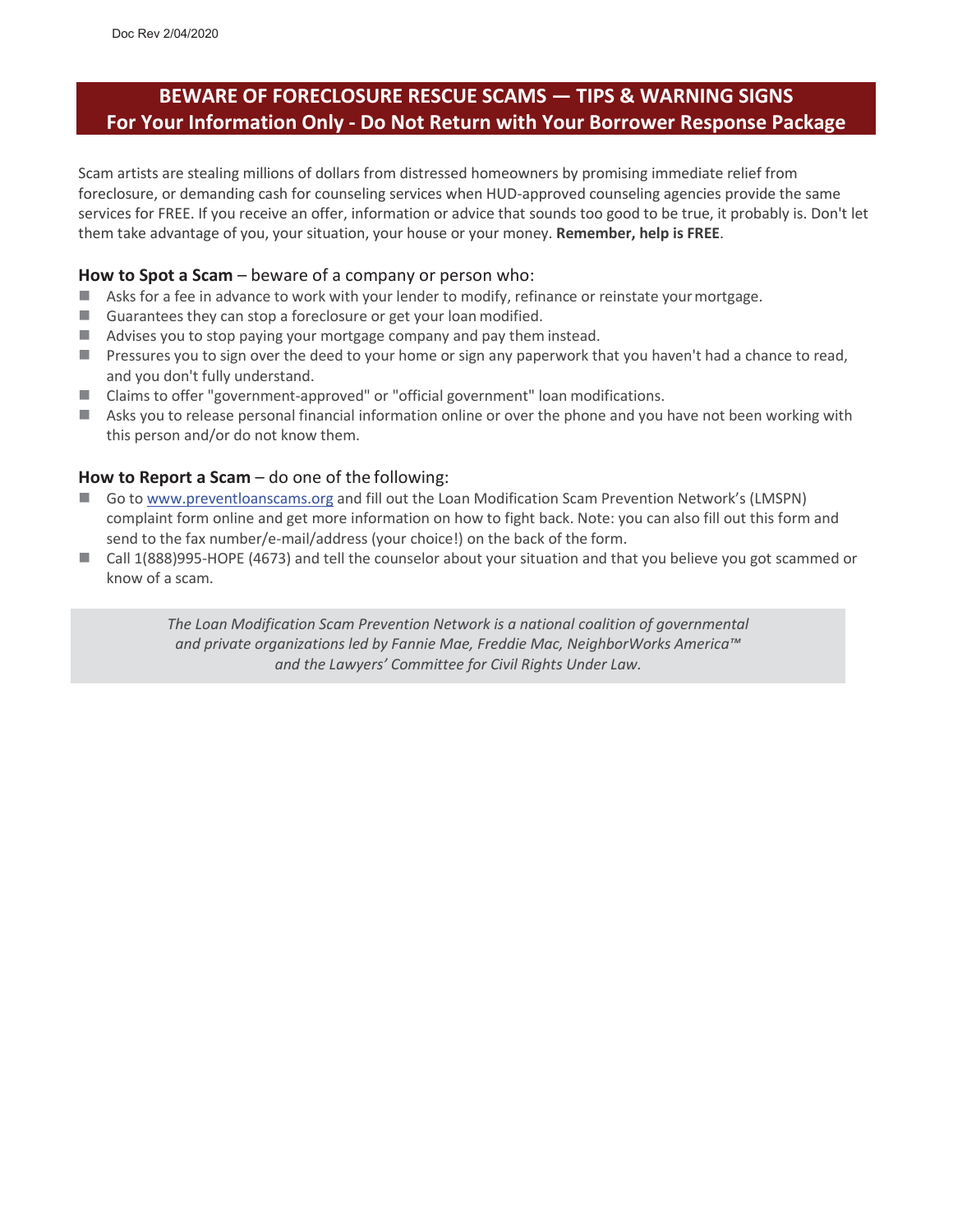Doc Rev 2/04/2020

## BEWARE OF FORECLOSURE RESCUE SCAMS — TIPS & WARNING SIGNS
## For Your Information Only - Do Not Return with Your Borrower Response Package

Scam artists are stealing millions of dollars from distressed homeowners by promising immediate relief from foreclosure, or demanding cash for counseling services when HUD-approved counseling agencies provide the same services for FREE. If you receive an offer, information or advice that sounds too good to be true, it probably is. Don't let them take advantage of you, your situation, your house or your money. **Remember, help is FREE**.

### **How to Spot a Scam** – beware of a company or person who:

- Asks for a fee in advance to work with your lender to modify, refinance or reinstate your mortgage.
- Guarantees they can stop a foreclosure or get your loan modified.
- Advises you to stop paying your mortgage company and pay them instead.
- Pressures you to sign over the deed to your home or sign any paperwork that you haven't had a chance to read, and you don't fully understand.
- Claims to offer "government-approved" or "official government" loan modifications.
- Asks you to release personal financial information online or over the phone and you have not been working with this person and/or do not know them.

### **How to Report a Scam** – do one of the following:

- Go to www.preventloanscams.org and fill out the Loan Modification Scam Prevention Network's (LMSPN) complaint form online and get more information on how to fight back. Note: you can also fill out this form and send to the fax number/e-mail/address (your choice!) on the back of the form.
- Call 1(888)995-HOPE (4673) and tell the counselor about your situation and that you believe you got scammed or know of a scam.

*The Loan Modification Scam Prevention Network is a national coalition of governmental and private organizations led by Fannie Mae, Freddie Mac, NeighborWorks America™ and the Lawyers' Committee for Civil Rights Under Law.*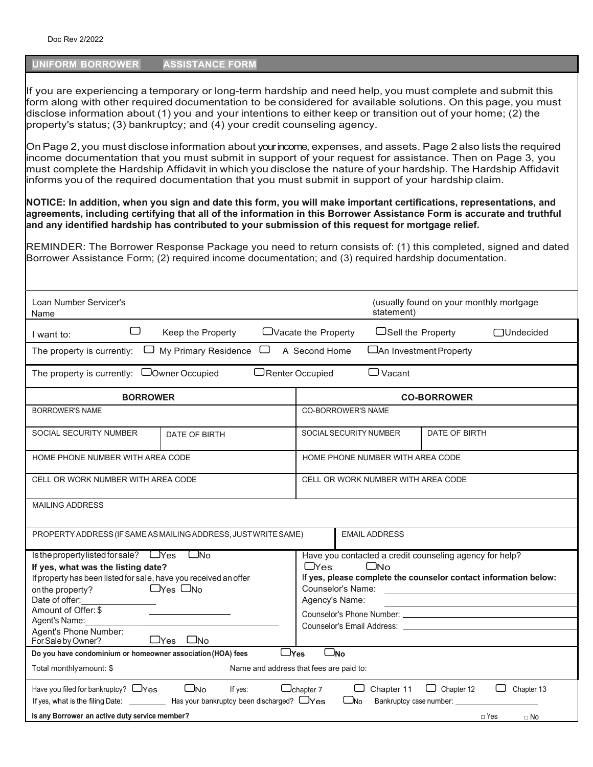Doc Rev 2/2022

## UNIFORM BORROWER ASSISTANCE FORM

If you are experiencing a temporary or long-term hardship and need help, you must complete and submit this form along with other required documentation to be considered for available solutions. On this page, you must disclose information about (1) you and your intentions to either keep or transition out of your home; (2) the property's status; (3) bankruptcy; and (4) your credit counseling agency.

On Page 2, you must disclose information about your income, expenses, and assets. Page 2 also lists the required income documentation that you must submit in support of your request for assistance. Then on Page 3, you must complete the Hardship Affidavit in which you disclose the nature of your hardship. The Hardship Affidavit informs you of the required documentation that you must submit in support of your hardship claim.

**NOTICE: In addition, when you sign and date this form, you will make important certifications, representations, and agreements, including certifying that all of the information in this Borrower Assistance Form is accurate and truthful and any identified hardship has contributed to your submission of this request for mortgage relief.**

REMINDER: The Borrower Response Package you need to return consists of: (1) this completed, signed and dated Borrower Assistance Form; (2) required income documentation; and (3) required hardship documentation.

Loan Number Servicer's Name (usually found on your monthly mortgage statement)

I want to: ☐ Keep the Property ☐ Vacate the Property ☐ Sell the Property ☐ Undecided

The property is currently: ☐ My Primary Residence ☐ A Second Home ☐ An Investment Property

The property is currently: ☐ Owner Occupied ☐ Renter Occupied ☐ Vacant

| BORROWER | | CO-BORROWER | |
|---|---|---|---|
| BORROWER'S NAME | | CO-BORROWER'S NAME | |
| SOCIAL SECURITY NUMBER | DATE OF BIRTH | SOCIAL SECURITY NUMBER | DATE OF BIRTH |
| HOME PHONE NUMBER WITH AREA CODE | | HOME PHONE NUMBER WITH AREA CODE | |
| CELL OR WORK NUMBER WITH AREA CODE | | CELL OR WORK NUMBER WITH AREA CODE | |

MAILING ADDRESS

PROPERTY ADDRESS (IF SAME AS MAILING ADDRESS, JUST WRITE SAME) | EMAIL ADDRESS

Is the property listed for sale? ☐ Yes ☐ No
**If yes, what was the listing date?**
If property has been listed for sale, have you received an offer on the property? ☐ Yes ☐ No
Date of offer: ____________
Amount of Offer: $ ____________
Agent's Name: ____________
Agent's Phone Number:
For Sale by Owner? ☐ Yes ☐ No

Have you contacted a credit counseling agency for help?
☐ Yes ☐ No
If **yes, please complete the counselor contact information below:**
Counselor's Name: ____________
Agency's Name: ____________
Counselor's Phone Number: ____________
Counselor's Email Address: ____________

**Do you have condominium or homeowner association (HOA) fees** ☐ **Yes** ☐ **No**

Total monthly amount: $ Name and address that fees are paid to:

Have you filed for bankruptcy? ☐ Yes ☐ No If yes: ☐ Chapter 7 ☐ Chapter 11 ☐ Chapter 12 ☐ Chapter 13
If yes, what is the filing Date: ____________ Has your bankruptcy been discharged? ☐ Yes ☐ No Bankruptcy case number: ____________

**Is any Borrower an active duty service member?** ☐ Yes ☐ No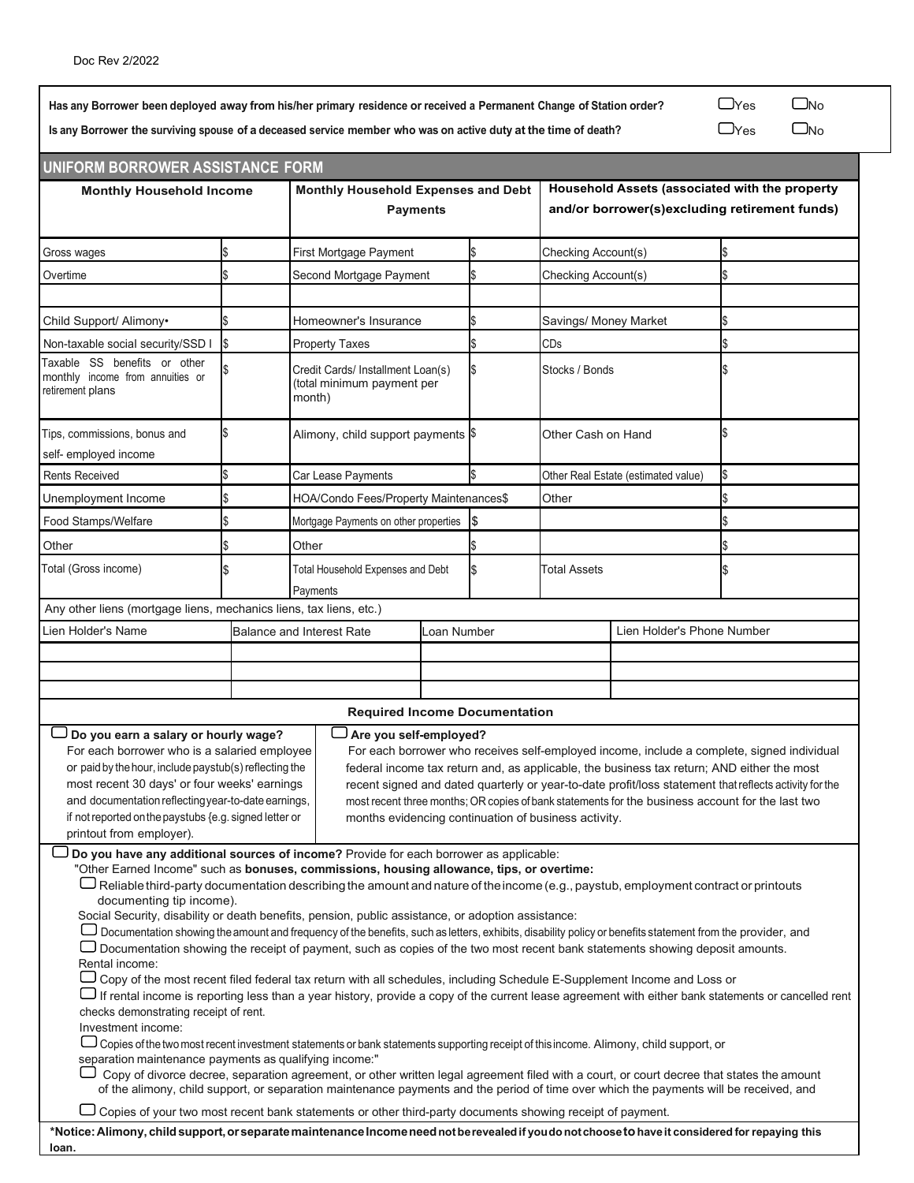Doc Rev 2/2022

**Has any Borrower been deployed away from his/her primary residence or received a Permanent Change of Station order?** ☐Yes ☐No

**Is any Borrower the surviving spouse of a deceased service member who was on active duty at the time of death?** ☐Yes ☐No

## UNIFORM BORROWER ASSISTANCE FORM

| Monthly Household Income | | Monthly Household Expenses and Debt Payments | | Household Assets (associated with the property and/or borrower(s)excluding retirement funds) | |
|---|---|---|---|---|---|
| Gross wages | $ | First Mortgage Payment | $ | Checking Account(s) | $ |
| Overtime | $ | Second Mortgage Payment | $ | Checking Account(s) | $ |
| | | | | | |
| Child Support/ Alimony* | $ | Homeowner's Insurance | $ | Savings/ Money Market | $ |
| Non-taxable social security/SSD I | $ | Property Taxes | $ | CDs | $ |
| Taxable SS benefits or other monthly income from annuities or retirement plans | $ | Credit Cards/ Installment Loan(s) (total minimum payment per month) | $ | Stocks / Bonds | $ |
| Tips, commissions, bonus and self- employed income | $ | Alimony, child support payments | $ | Other Cash on Hand | $ |
| Rents Received | $ | Car Lease Payments | $ | Other Real Estate (estimated value) | $ |
| Unemployment Income | $ | HOA/Condo Fees/Property Maintenances | $ | Other | $ |
| Food Stamps/Welfare | $ | Mortgage Payments on other properties | $ | | $ |
| Other | $ | Other | $ | | $ |
| Total (Gross income) | $ | Total Household Expenses and Debt Payments | $ | Total Assets | $ |

Any other liens (mortgage liens, mechanics liens, tax liens, etc.)

| Lien Holder's Name | Balance and Interest Rate | Loan Number | Lien Holder's Phone Number |
|---|---|---|---|
| | | | |
| | | | |
| | | | |

### Required Income Documentation

☐ **Do you earn a salary or hourly wage?**
For each borrower who is a salaried employee or paid by the hour, include paystub(s) reflecting the most recent 30 days' or four weeks' earnings and documentation reflecting year-to-date earnings, if not reported on the paystubs (e.g. signed letter or printout from employer).

☐ **Are you self-employed?**
For each borrower who receives self-employed income, include a complete, signed individual federal income tax return and, as applicable, the business tax return; AND either the most recent signed and dated quarterly or year-to-date profit/loss statement that reflects activity for the most recent three months; OR copies of bank statements for the business account for the last two months evidencing continuation of business activity.

☐ **Do you have any additional sources of income?** Provide for each borrower as applicable:

"Other Earned Income" such as **bonuses, commissions, housing allowance, tips, or overtime:**

☐ Reliable third-party documentation describing the amount and nature of the income (e.g., paystub, employment contract or printouts documenting tip income).

Social Security, disability or death benefits, pension, public assistance, or adoption assistance:

☐ Documentation showing the amount and frequency of the benefits, such as letters, exhibits, disability policy or benefits statement from the provider, and

☐ Documentation showing the receipt of payment, such as copies of the two most recent bank statements showing deposit amounts.

Rental income:

☐ Copy of the most recent filed federal tax return with all schedules, including Schedule E-Supplement Income and Loss or

☐ If rental income is reporting less than a year history, provide a copy of the current lease agreement with either bank statements or cancelled rent checks demonstrating receipt of rent.

Investment income:

☐ Copies of the two most recent investment statements or bank statements supporting receipt of this income. Alimony, child support, or separation maintenance payments as qualifying income:"

☐ Copy of divorce decree, separation agreement, or other written legal agreement filed with a court, or court decree that states the amount of the alimony, child support, or separation maintenance payments and the period of time over which the payments will be received, and

☐ Copies of your two most recent bank statements or other third-party documents showing receipt of payment.

***Notice: Alimony, child support, or separate maintenance Income need not be revealed if you do not choose to have it considered for repaying this loan.**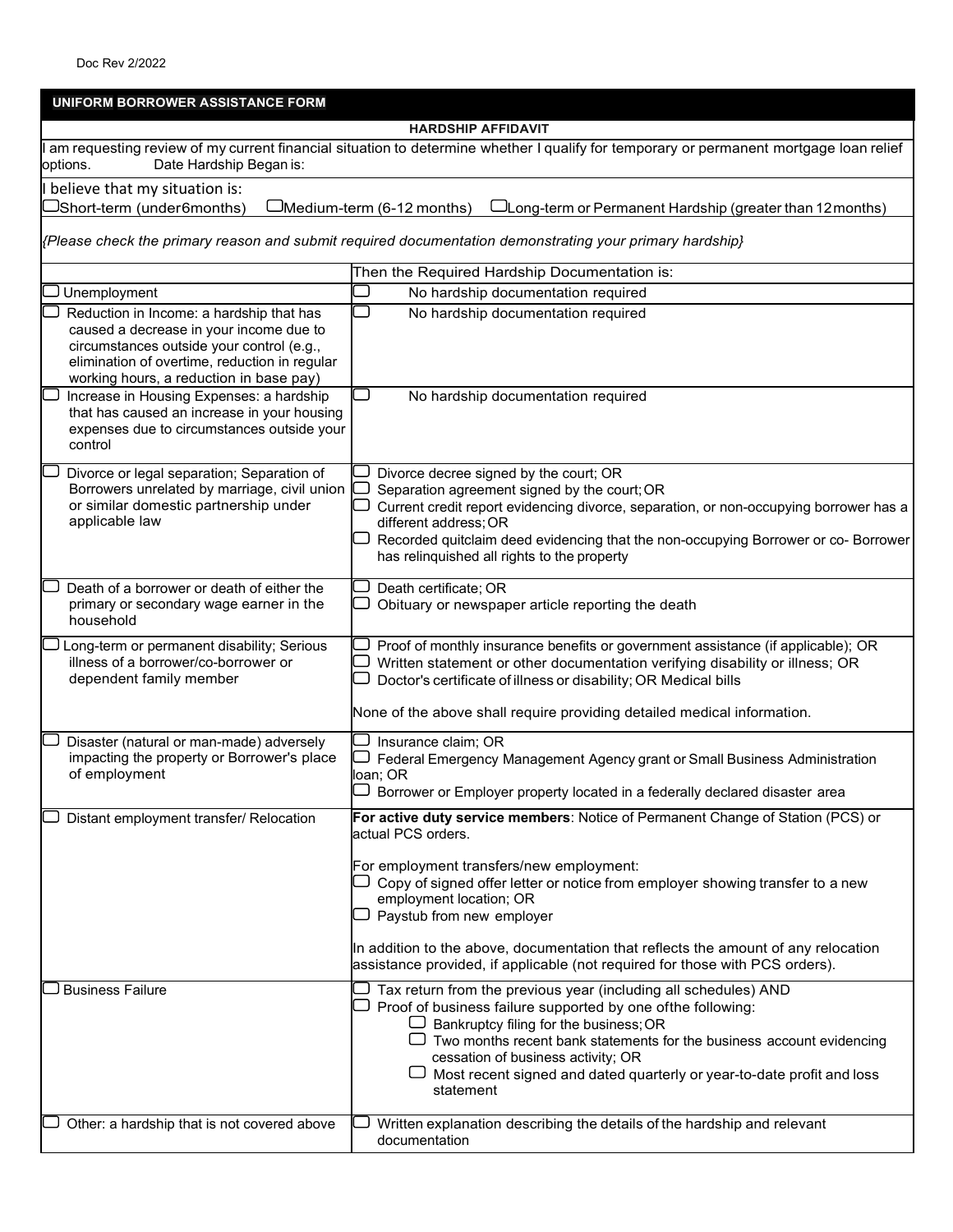Doc Rev 2/2022

**UNIFORM BORROWER ASSISTANCE FORM**

**HARDSHIP AFFIDAVIT**

I am requesting review of my current financial situation to determine whether I qualify for temporary or permanent mortgage loan relief options. Date Hardship Began is:

I believe that my situation is:

☐ Short-term (under 6 months) ☐ Medium-term (6-12 months) ☐ Long-term or Permanent Hardship (greater than 12 months)

*{Please check the primary reason and submit required documentation demonstrating your primary hardship}*

| | Then the Required Hardship Documentation is: |
|---|---|
| ☐ Unemployment | ☐ No hardship documentation required |
| ☐ Reduction in Income: a hardship that has caused a decrease in your income due to circumstances outside your control (e.g., elimination of overtime, reduction in regular working hours, a reduction in base pay) | ☐ No hardship documentation required |
| ☐ Increase in Housing Expenses: a hardship that has caused an increase in your housing expenses due to circumstances outside your control | ☐ No hardship documentation required |
| ☐ Divorce or legal separation; Separation of Borrowers unrelated by marriage, civil union or similar domestic partnership under applicable law | ☐ Divorce decree signed by the court; OR<br>☐ Separation agreement signed by the court; OR<br>☐ Current credit report evidencing divorce, separation, or non-occupying borrower has a different address; OR<br>☐ Recorded quitclaim deed evidencing that the non-occupying Borrower or co- Borrower has relinquished all rights to the property |
| ☐ Death of a borrower or death of either the primary or secondary wage earner in the household | ☐ Death certificate; OR<br>☐ Obituary or newspaper article reporting the death |
| ☐ Long-term or permanent disability; Serious illness of a borrower/co-borrower or dependent family member | ☐ Proof of monthly insurance benefits or government assistance (if applicable); OR<br>☐ Written statement or other documentation verifying disability or illness; OR<br>☐ Doctor's certificate of illness or disability; OR Medical bills<br><br>None of the above shall require providing detailed medical information. |
| ☐ Disaster (natural or man-made) adversely impacting the property or Borrower's place of employment | ☐ Insurance claim; OR<br>☐ Federal Emergency Management Agency grant or Small Business Administration loan; OR<br>☐ Borrower or Employer property located in a federally declared disaster area |
| ☐ Distant employment transfer/ Relocation | **For active duty service members**: Notice of Permanent Change of Station (PCS) or actual PCS orders.<br><br>For employment transfers/new employment:<br>☐ Copy of signed offer letter or notice from employer showing transfer to a new employment location; OR<br>☐ Paystub from new employer<br><br>In addition to the above, documentation that reflects the amount of any relocation assistance provided, if applicable (not required for those with PCS orders). |
| ☐ Business Failure | ☐ Tax return from the previous year (including all schedules) AND<br>☐ Proof of business failure supported by one of the following:<br>☐ Bankruptcy filing for the business; OR<br>☐ Two months recent bank statements for the business account evidencing cessation of business activity; OR<br>☐ Most recent signed and dated quarterly or year-to-date profit and loss statement |
| ☐ Other: a hardship that is not covered above | ☐ Written explanation describing the details of the hardship and relevant documentation |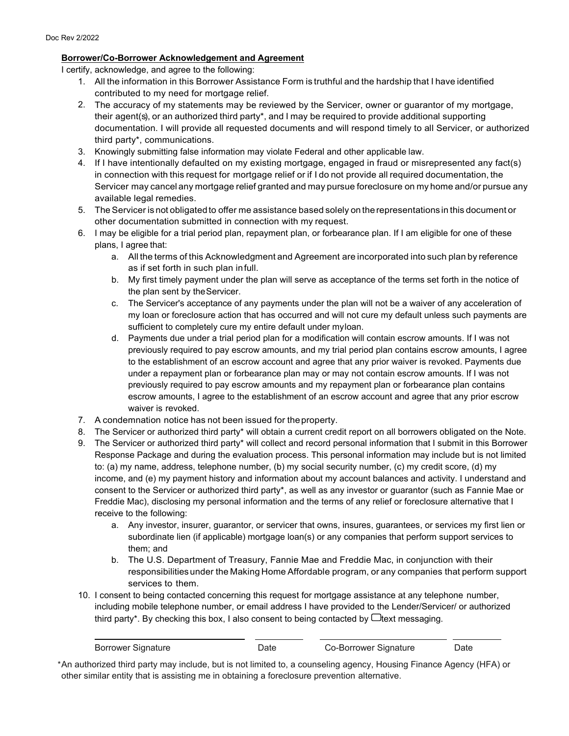Doc Rev 2/2022

**Borrower/Co-Borrower Acknowledgement and Agreement**

I certify, acknowledge, and agree to the following:

1. All the information in this Borrower Assistance Form is truthful and the hardship that I have identified contributed to my need for mortgage relief.
2. The accuracy of my statements may be reviewed by the Servicer, owner or guarantor of my mortgage, their agent(s), or an authorized third party*, and I may be required to provide additional supporting documentation. I will provide all requested documents and will respond timely to all Servicer, or authorized third party*, communications.
3. Knowingly submitting false information may violate Federal and other applicable law.
4. If I have intentionally defaulted on my existing mortgage, engaged in fraud or misrepresented any fact(s) in connection with this request for mortgage relief or if I do not provide all required documentation, the Servicer may cancel any mortgage relief granted and may pursue foreclosure on my home and/or pursue any available legal remedies.
5. The Servicer is not obligated to offer me assistance based solely on the representations in this document or other documentation submitted in connection with my request.
6. I may be eligible for a trial period plan, repayment plan, or forbearance plan. If I am eligible for one of these plans, I agree that:
   a. All the terms of this Acknowledgment and Agreement are incorporated into such plan by reference as if set forth in such plan in full.
   b. My first timely payment under the plan will serve as acceptance of the terms set forth in the notice of the plan sent by the Servicer.
   c. The Servicer's acceptance of any payments under the plan will not be a waiver of any acceleration of my loan or foreclosure action that has occurred and will not cure my default unless such payments are sufficient to completely cure my entire default under my loan.
   d. Payments due under a trial period plan for a modification will contain escrow amounts. If I was not previously required to pay escrow amounts, and my trial period plan contains escrow amounts, I agree to the establishment of an escrow account and agree that any prior waiver is revoked. Payments due under a repayment plan or forbearance plan may or may not contain escrow amounts. If I was not previously required to pay escrow amounts and my repayment plan or forbearance plan contains escrow amounts, I agree to the establishment of an escrow account and agree that any prior escrow waiver is revoked.
7. A condemnation notice has not been issued for the property.
8. The Servicer or authorized third party* will obtain a current credit report on all borrowers obligated on the Note.
9. The Servicer or authorized third party* will collect and record personal information that I submit in this Borrower Response Package and during the evaluation process. This personal information may include but is not limited to: (a) my name, address, telephone number, (b) my social security number, (c) my credit score, (d) my income, and (e) my payment history and information about my account balances and activity. I understand and consent to the Servicer or authorized third party*, as well as any investor or guarantor (such as Fannie Mae or Freddie Mac), disclosing my personal information and the terms of any relief or foreclosure alternative that I receive to the following:
   a. Any investor, insurer, guarantor, or servicer that owns, insures, guarantees, or services my first lien or subordinate lien (if applicable) mortgage loan(s) or any companies that perform support services to them; and
   b. The U.S. Department of Treasury, Fannie Mae and Freddie Mac, in conjunction with their responsibilities under the Making Home Affordable program, or any companies that perform support services to them.
10. I consent to being contacted concerning this request for mortgage assistance at any telephone number, including mobile telephone number, or email address I have provided to the Lender/Servicer/ or authorized third party*. By checking this box, I also consent to being contacted by ☐ text messaging.

| Borrower Signature | Date | Co-Borrower Signature | Date |
|---|---|---|---|
| | | | |

*An authorized third party may include, but is not limited to, a counseling agency, Housing Finance Agency (HFA) or other similar entity that is assisting me in obtaining a foreclosure prevention alternative.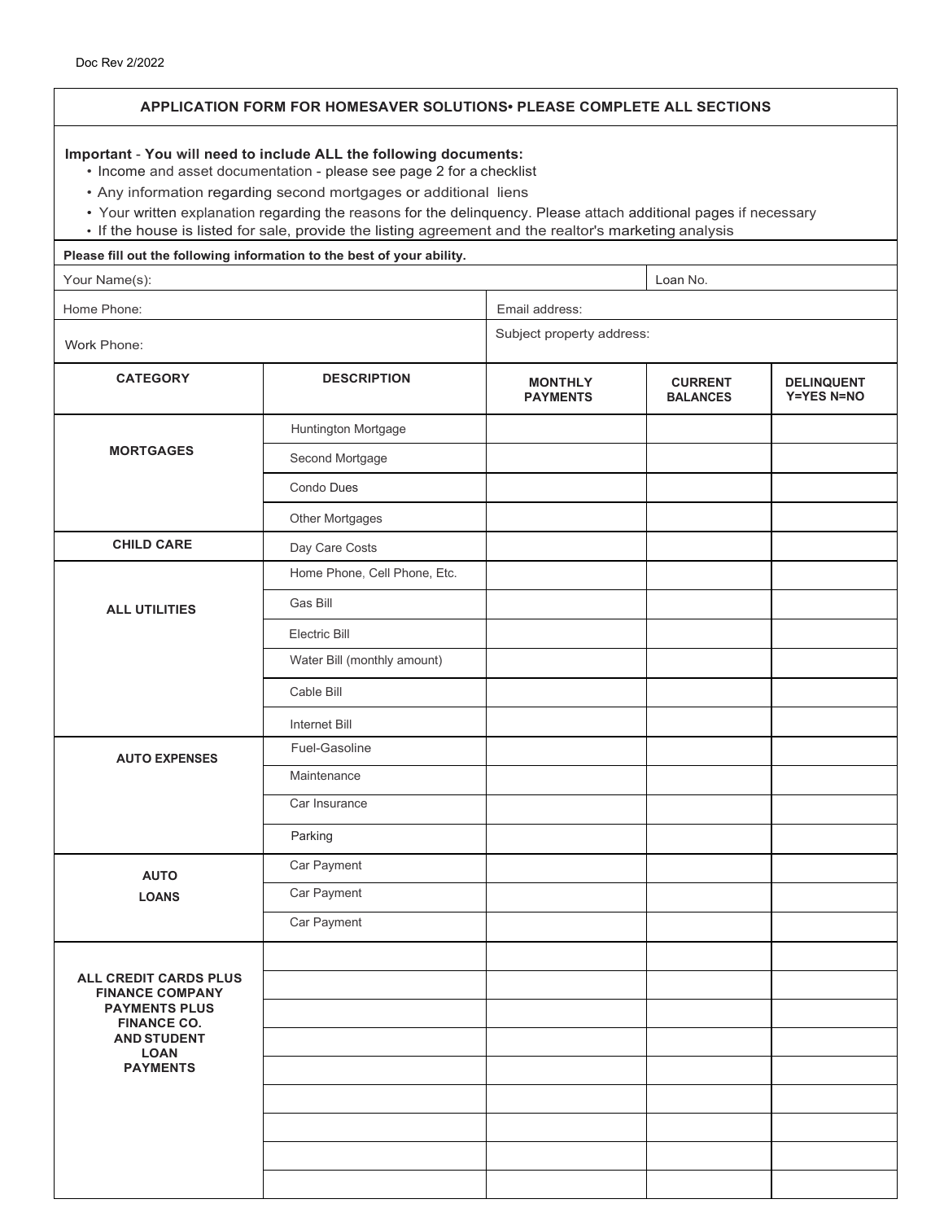Doc Rev 2/2022

## APPLICATION FORM FOR HOMESAVER SOLUTIONS• PLEASE COMPLETE ALL SECTIONS

**Important** - **You will need to include ALL the following documents:**

- Income and asset documentation - please see page 2 for a checklist
- Any information regarding second mortgages or additional liens
- Your written explanation regarding the reasons for the delinquency. Please attach additional pages if necessary
- If the house is listed for sale, provide the listing agreement and the realtor's marketing analysis

**Please fill out the following information to the best of your ability.**

| | |
|---|---|
| Your Name(s): | Loan No. |
| Home Phone: | Email address: |
| Work Phone: | Subject property address: |

| CATEGORY | DESCRIPTION | MONTHLY PAYMENTS | CURRENT BALANCES | DELINQUENT Y=YES N=NO |
|---|---|---|---|---|
| **MORTGAGES** | Huntington Mortgage | | | |
| | Second Mortgage | | | |
| | Condo Dues | | | |
| | Other Mortgages | | | |
| **CHILD CARE** | Day Care Costs | | | |
| **ALL UTILITIES** | Home Phone, Cell Phone, Etc. | | | |
| | Gas Bill | | | |
| | Electric Bill | | | |
| | Water Bill (monthly amount) | | | |
| | Cable Bill | | | |
| | Internet Bill | | | |
| **AUTO EXPENSES** | Fuel-Gasoline | | | |
| | Maintenance | | | |
| | Car Insurance | | | |
| | Parking | | | |
| **AUTO LOANS** | Car Payment | | | |
| | Car Payment | | | |
| | Car Payment | | | |
| **ALL CREDIT CARDS PLUS FINANCE COMPANY PAYMENTS PLUS FINANCE CO. AND STUDENT LOAN PAYMENTS** | | | | |
| | | | | |
| | | | | |
| | | | | |
| | | | | |
| | | | | |
| | | | | |
| | | | | |
| | | | | |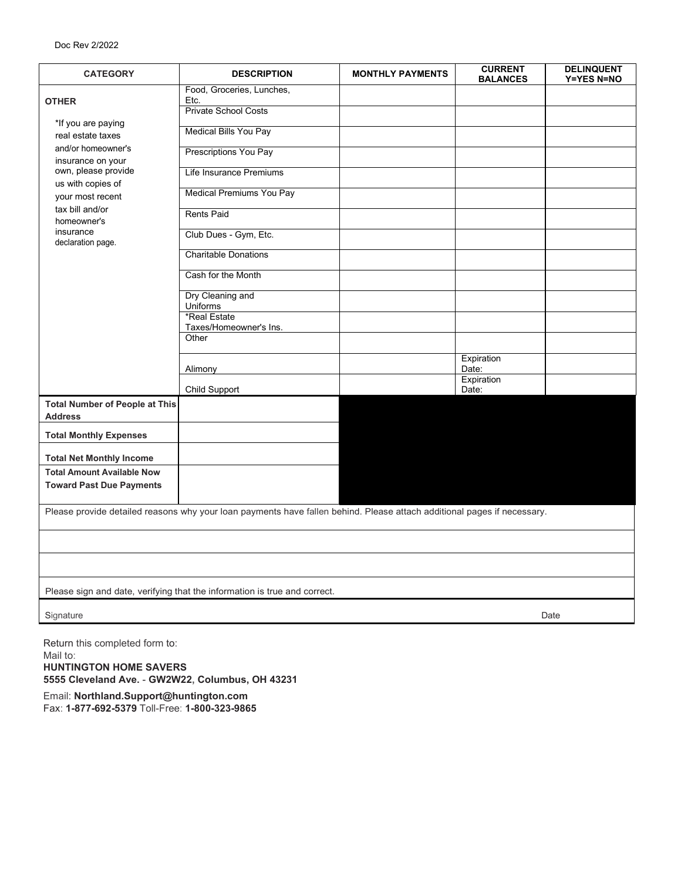Doc Rev 2/2022

| CATEGORY | DESCRIPTION | MONTHLY PAYMENTS | CURRENT BALANCES | DELINQUENT Y=YES N=NO |
|---|---|---|---|---|
| **OTHER** | Food, Groceries, Lunches, Etc. | | | |
| *If you are paying real estate taxes and/or homeowner's insurance on your own, please provide us with copies of your most recent tax bill and/or homeowner's insurance declaration page. | Private School Costs | | | |
| | Medical Bills You Pay | | | |
| | Prescriptions You Pay | | | |
| | Life Insurance Premiums | | | |
| | Medical Premiums You Pay | | | |
| | Rents Paid | | | |
| | Club Dues - Gym, Etc. | | | |
| | Charitable Donations | | | |
| | Cash for the Month | | | |
| | Dry Cleaning and Uniforms | | | |
| | *Real Estate Taxes/Homeowner's Ins. | | | |
| | Other | | | |
| | Alimony | | Expiration Date: | |
| | Child Support | | Expiration Date: | |
| **Total Number of People at This Address** | | | | |
| **Total Monthly Expenses** | | | | |
| **Total Net Monthly Income** | | | | |
| **Total Amount Available Now Toward Past Due Payments** | | | | |

Please provide detailed reasons why your loan payments have fallen behind. Please attach additional pages if necessary.

Please sign and date, verifying that the information is true and correct.

Signature Date

Return this completed form to:
Mail to:
**HUNTINGTON HOME SAVERS**
**5555 Cleveland Ave. - GW2W22, Columbus, OH 43231**

Email: **Northland.Support@huntington.com**
Fax: **1-877-692-5379** Toll-Free: **1-800-323-9865**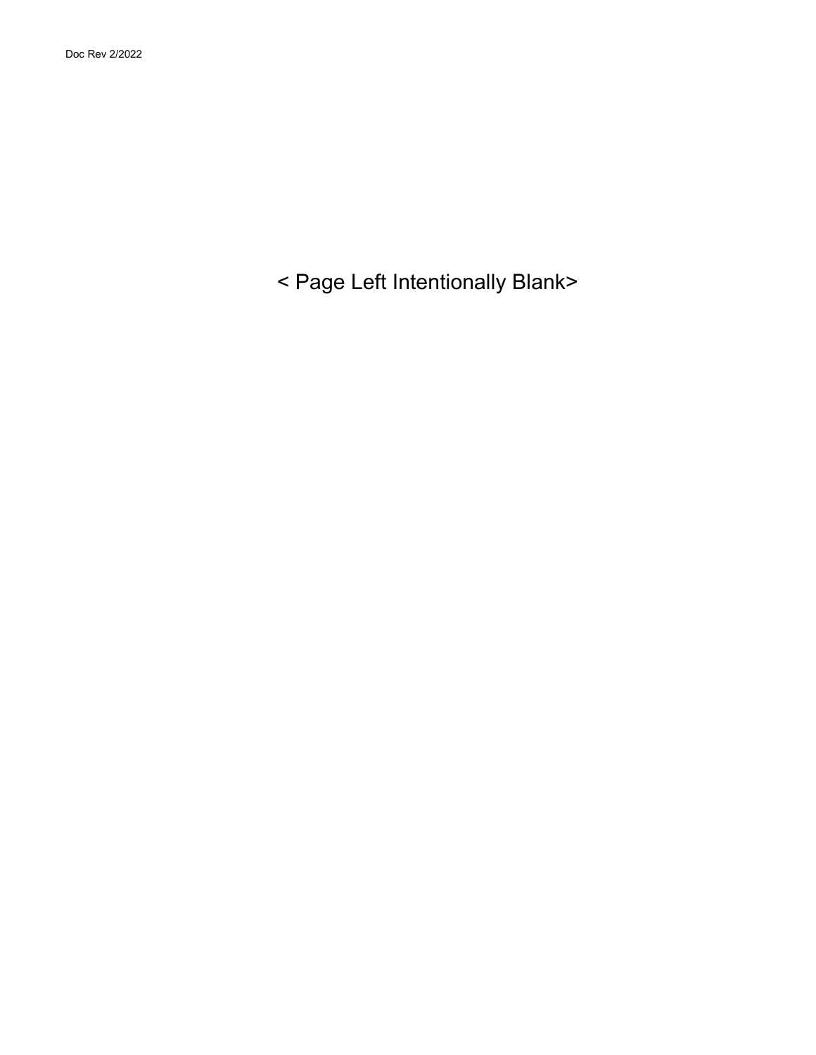< Page Left Intentionally Blank>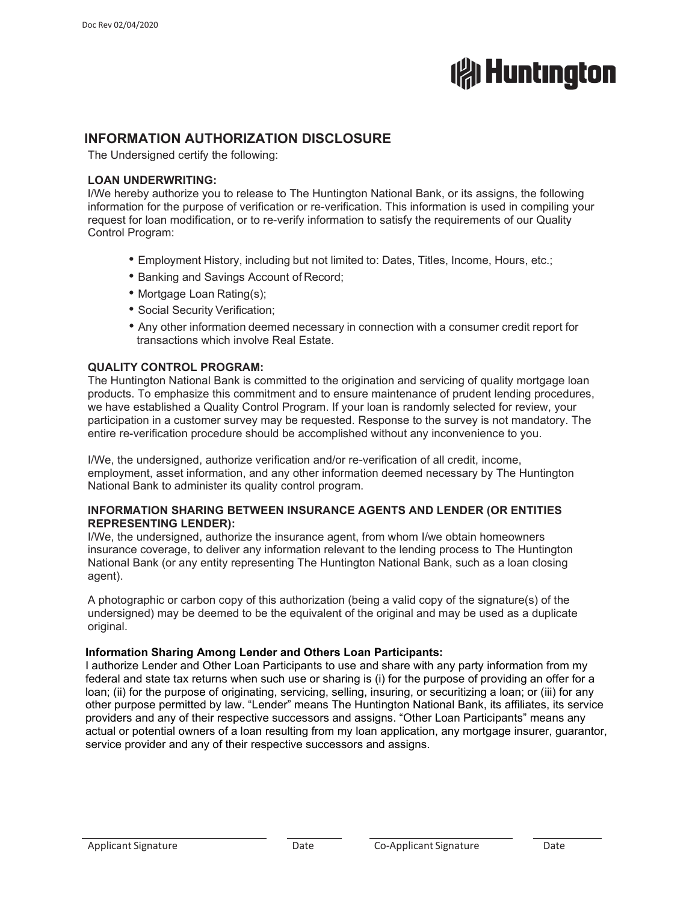Doc Rev 02/04/2020

Huntington

# INFORMATION AUTHORIZATION DISCLOSURE

The Undersigned certify the following:

**LOAN UNDERWRITING:**

I/We hereby authorize you to release to The Huntington National Bank, or its assigns, the following information for the purpose of verification or re-verification. This information is used in compiling your request for loan modification, or to re-verify information to satisfy the requirements of our Quality Control Program:

- Employment History, including but not limited to: Dates, Titles, Income, Hours, etc.;
- Banking and Savings Account of Record;
- Mortgage Loan Rating(s);
- Social Security Verification;
- Any other information deemed necessary in connection with a consumer credit report for transactions which involve Real Estate.

**QUALITY CONTROL PROGRAM:**

The Huntington National Bank is committed to the origination and servicing of quality mortgage loan products. To emphasize this commitment and to ensure maintenance of prudent lending procedures, we have established a Quality Control Program. If your loan is randomly selected for review, your participation in a customer survey may be requested. Response to the survey is not mandatory. The entire re-verification procedure should be accomplished without any inconvenience to you.

I/We, the undersigned, authorize verification and/or re-verification of all credit, income, employment, asset information, and any other information deemed necessary by The Huntington National Bank to administer its quality control program.

**INFORMATION SHARING BETWEEN INSURANCE AGENTS AND LENDER (OR ENTITIES REPRESENTING LENDER):**

I/We, the undersigned, authorize the insurance agent, from whom I/we obtain homeowners insurance coverage, to deliver any information relevant to the lending process to The Huntington National Bank (or any entity representing The Huntington National Bank, such as a loan closing agent).

A photographic or carbon copy of this authorization (being a valid copy of the signature(s) of the undersigned) may be deemed to be the equivalent of the original and may be used as a duplicate original.

**Information Sharing Among Lender and Others Loan Participants:**

I authorize Lender and Other Loan Participants to use and share with any party information from my federal and state tax returns when such use or sharing is (i) for the purpose of providing an offer for a loan; (ii) for the purpose of originating, servicing, selling, insuring, or securitizing a loan; or (iii) for any other purpose permitted by law. "Lender" means The Huntington National Bank, its affiliates, its service providers and any of their respective successors and assigns. "Other Loan Participants" means any actual or potential owners of a loan resulting from my loan application, any mortgage insurer, guarantor, service provider and any of their respective successors and assigns.

Applicant Signature ____________________ Date ________ Co-Applicant Signature ____________________ Date ________